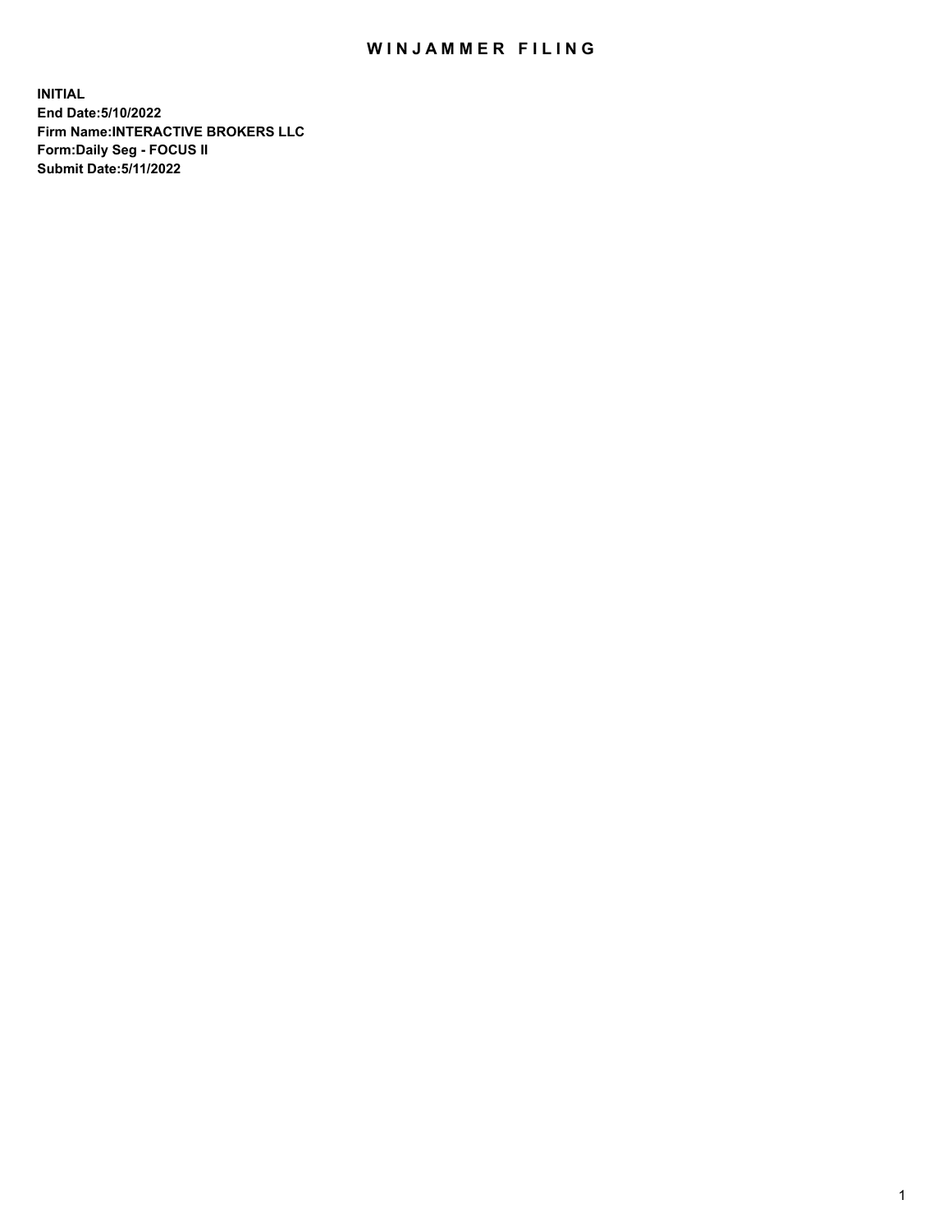# WINJAMMER FILING

**INITIAL**
**End Date:5/10/2022**
**Firm Name:INTERACTIVE BROKERS LLC**
**Form:Daily Seg - FOCUS II**
**Submit Date:5/11/2022**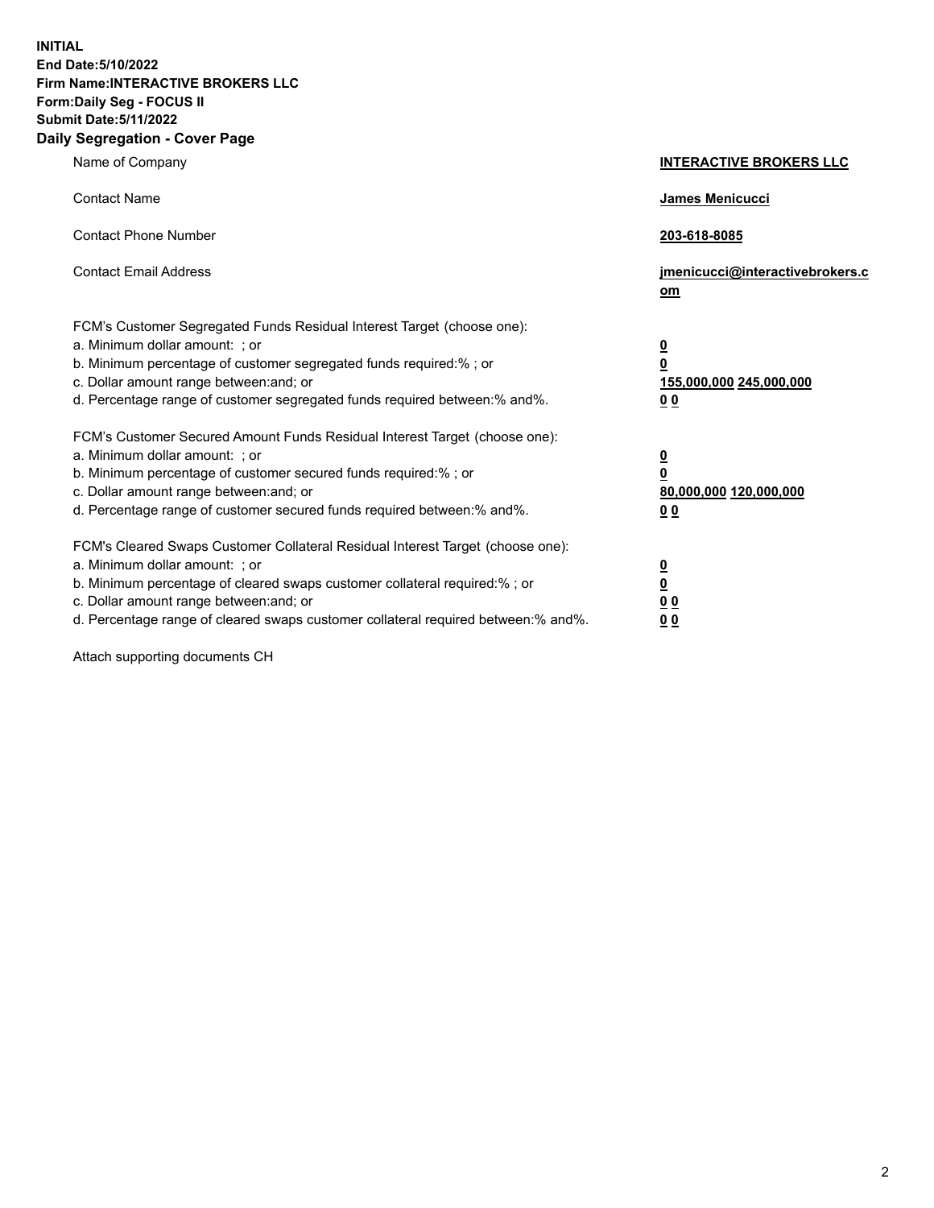**INITIAL**
**End Date:5/10/2022**
**Firm Name:INTERACTIVE BROKERS LLC**
**Form:Daily Seg - FOCUS II**
**Submit Date:5/11/2022**

## Daily Segregation - Cover Page

| | |
|---|---|
| Name of Company | **INTERACTIVE BROKERS LLC** |
| Contact Name | **James Menicucci** |
| Contact Phone Number | **203-618-8085** |
| Contact Email Address | **jmenicucci@interactivebrokers.com** |
| FCM's Customer Segregated Funds Residual Interest Target (choose one): | |
| a. Minimum dollar amount: ; or | **0** |
| b. Minimum percentage of customer segregated funds required:% ; or | **0** |
| c. Dollar amount range between:and; or | **155,000,000 245,000,000** |
| d. Percentage range of customer segregated funds required between:% and%. | **0 0** |
| FCM's Customer Secured Amount Funds Residual Interest Target (choose one): | |
| a. Minimum dollar amount: ; or | **0** |
| b. Minimum percentage of customer secured funds required:% ; or | **0** |
| c. Dollar amount range between:and; or | **80,000,000 120,000,000** |
| d. Percentage range of customer secured funds required between:% and%. | **0 0** |
| FCM's Cleared Swaps Customer Collateral Residual Interest Target (choose one): | |
| a. Minimum dollar amount: ; or | **0** |
| b. Minimum percentage of cleared swaps customer collateral required:% ; or | **0** |
| c. Dollar amount range between:and; or | **0 0** |
| d. Percentage range of cleared swaps customer collateral required between:% and%. | **0 0** |

Attach supporting documents CH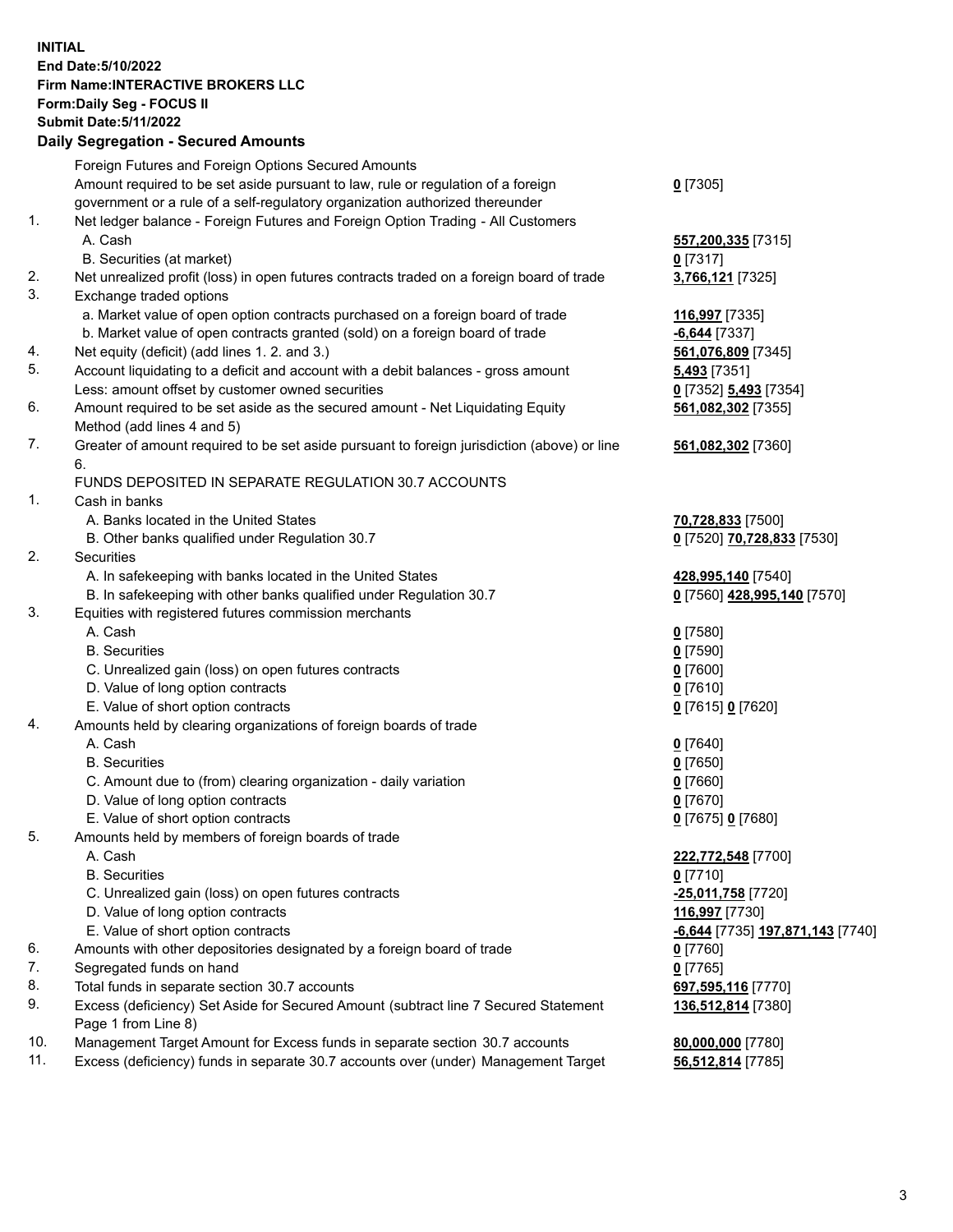**INITIAL**
**End Date:5/10/2022**
**Firm Name:INTERACTIVE BROKERS LLC**
**Form:Daily Seg - FOCUS II**
**Submit Date:5/11/2022**

**Daily Segregation - Secured Amounts**

| | | |
|---|---|---|
| | Foreign Futures and Foreign Options Secured Amounts | |
| | Amount required to be set aside pursuant to law, rule or regulation of a foreign government or a rule of a self-regulatory organization authorized thereunder | **0** [7305] |
| 1. | Net ledger balance - Foreign Futures and Foreign Option Trading - All Customers | |
| | A. Cash | **557,200,335** [7315] |
| | B. Securities (at market) | **0** [7317] |
| 2. | Net unrealized profit (loss) in open futures contracts traded on a foreign board of trade | **3,766,121** [7325] |
| 3. | Exchange traded options | |
| | a. Market value of open option contracts purchased on a foreign board of trade | **116,997** [7335] |
| | b. Market value of open contracts granted (sold) on a foreign board of trade | **-6,644** [7337] |
| 4. | Net equity (deficit) (add lines 1. 2. and 3.) | **561,076,809** [7345] |
| 5. | Account liquidating to a deficit and account with a debit balances - gross amount | **5,493** [7351] |
| | Less: amount offset by customer owned securities | **0** [7352] **5,493** [7354] |
| 6. | Amount required to be set aside as the secured amount - Net Liquidating Equity Method (add lines 4 and 5) | **561,082,302** [7355] |
| 7. | Greater of amount required to be set aside pursuant to foreign jurisdiction (above) or line 6. | **561,082,302** [7360] |
| | FUNDS DEPOSITED IN SEPARATE REGULATION 30.7 ACCOUNTS | |
| 1. | Cash in banks | |
| | A. Banks located in the United States | **70,728,833** [7500] |
| | B. Other banks qualified under Regulation 30.7 | **0** [7520] **70,728,833** [7530] |
| 2. | Securities | |
| | A. In safekeeping with banks located in the United States | **428,995,140** [7540] |
| | B. In safekeeping with other banks qualified under Regulation 30.7 | **0** [7560] **428,995,140** [7570] |
| 3. | Equities with registered futures commission merchants | |
| | A. Cash | **0** [7580] |
| | B. Securities | **0** [7590] |
| | C. Unrealized gain (loss) on open futures contracts | **0** [7600] |
| | D. Value of long option contracts | **0** [7610] |
| | E. Value of short option contracts | **0** [7615] **0** [7620] |
| 4. | Amounts held by clearing organizations of foreign boards of trade | |
| | A. Cash | **0** [7640] |
| | B. Securities | **0** [7650] |
| | C. Amount due to (from) clearing organization - daily variation | **0** [7660] |
| | D. Value of long option contracts | **0** [7670] |
| | E. Value of short option contracts | **0** [7675] **0** [7680] |
| 5. | Amounts held by members of foreign boards of trade | |
| | A. Cash | **222,772,548** [7700] |
| | B. Securities | **0** [7710] |
| | C. Unrealized gain (loss) on open futures contracts | **-25,011,758** [7720] |
| | D. Value of long option contracts | **116,997** [7730] |
| | E. Value of short option contracts | **-6,644** [7735] **197,871,143** [7740] |
| 6. | Amounts with other depositories designated by a foreign board of trade | **0** [7760] |
| 7. | Segregated funds on hand | **0** [7765] |
| 8. | Total funds in separate section 30.7 accounts | **697,595,116** [7770] |
| 9. | Excess (deficiency) Set Aside for Secured Amount (subtract line 7 Secured Statement Page 1 from Line 8) | **136,512,814** [7380] |
| 10. | Management Target Amount for Excess funds in separate section 30.7 accounts | **80,000,000** [7780] |
| 11. | Excess (deficiency) funds in separate 30.7 accounts over (under) Management Target | **56,512,814** [7785] |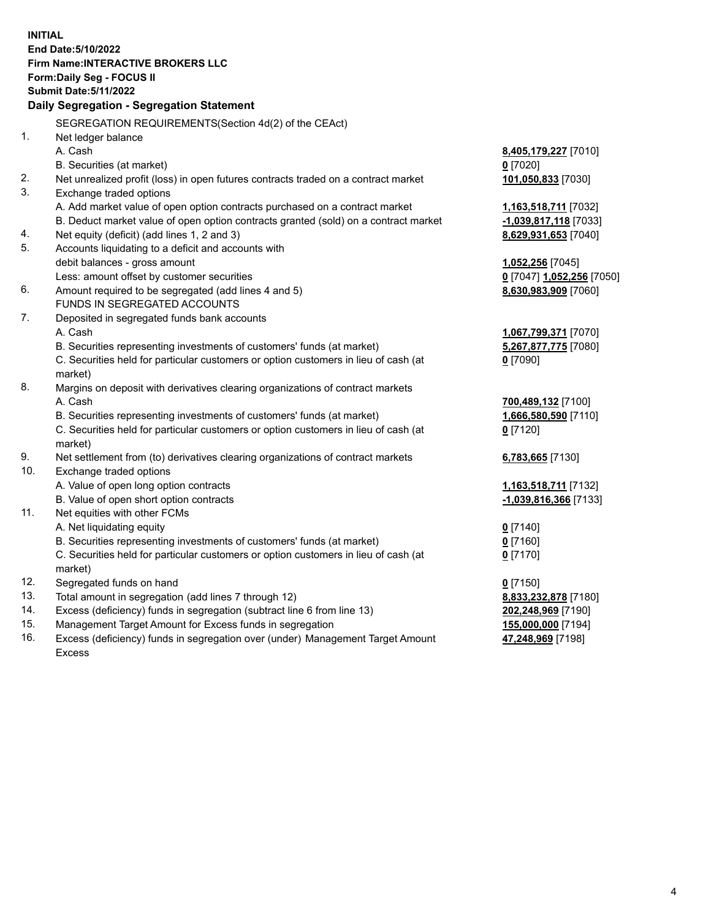**INITIAL**
**End Date:5/10/2022**
**Firm Name:INTERACTIVE BROKERS LLC**
**Form:Daily Seg - FOCUS II**
**Submit Date:5/11/2022**

**Daily Segregation - Segregation Statement**

SEGREGATION REQUIREMENTS(Section 4d(2) of the CEAct)

| | | |
|---|---|---|
| 1. | Net ledger balance | |
| | A. Cash | **8,405,179,227** [7010] |
| | B. Securities (at market) | **0** [7020] |
| 2. | Net unrealized profit (loss) in open futures contracts traded on a contract market | **101,050,833** [7030] |
| 3. | Exchange traded options | |
| | A. Add market value of open option contracts purchased on a contract market | **1,163,518,711** [7032] |
| | B. Deduct market value of open option contracts granted (sold) on a contract market | **-1,039,817,118** [7033] |
| 4. | Net equity (deficit) (add lines 1, 2 and 3) | **8,629,931,653** [7040] |
| 5. | Accounts liquidating to a deficit and accounts with debit balances - gross amount | **1,052,256** [7045] |
| | Less: amount offset by customer securities | **0** [7047] **1,052,256** [7050] |
| 6. | Amount required to be segregated (add lines 4 and 5) | **8,630,983,909** [7060] |
| | FUNDS IN SEGREGATED ACCOUNTS | |
| 7. | Deposited in segregated funds bank accounts | |
| | A. Cash | **1,067,799,371** [7070] |
| | B. Securities representing investments of customers' funds (at market) | **5,267,877,775** [7080] |
| | C. Securities held for particular customers or option customers in lieu of cash (at market) | **0** [7090] |
| 8. | Margins on deposit with derivatives clearing organizations of contract markets | |
| | A. Cash | **700,489,132** [7100] |
| | B. Securities representing investments of customers' funds (at market) | **1,666,580,590** [7110] |
| | C. Securities held for particular customers or option customers in lieu of cash (at market) | **0** [7120] |
| 9. | Net settlement from (to) derivatives clearing organizations of contract markets | **6,783,665** [7130] |
| 10. | Exchange traded options | |
| | A. Value of open long option contracts | **1,163,518,711** [7132] |
| | B. Value of open short option contracts | **-1,039,816,366** [7133] |
| 11. | Net equities with other FCMs | |
| | A. Net liquidating equity | **0** [7140] |
| | B. Securities representing investments of customers' funds (at market) | **0** [7160] |
| | C. Securities held for particular customers or option customers in lieu of cash (at market) | **0** [7170] |
| 12. | Segregated funds on hand | **0** [7150] |
| 13. | Total amount in segregation (add lines 7 through 12) | **8,833,232,878** [7180] |
| 14. | Excess (deficiency) funds in segregation (subtract line 6 from line 13) | **202,248,969** [7190] |
| 15. | Management Target Amount for Excess funds in segregation | **155,000,000** [7194] |
| 16. | Excess (deficiency) funds in segregation over (under) Management Target Amount Excess | **47,248,969** [7198] |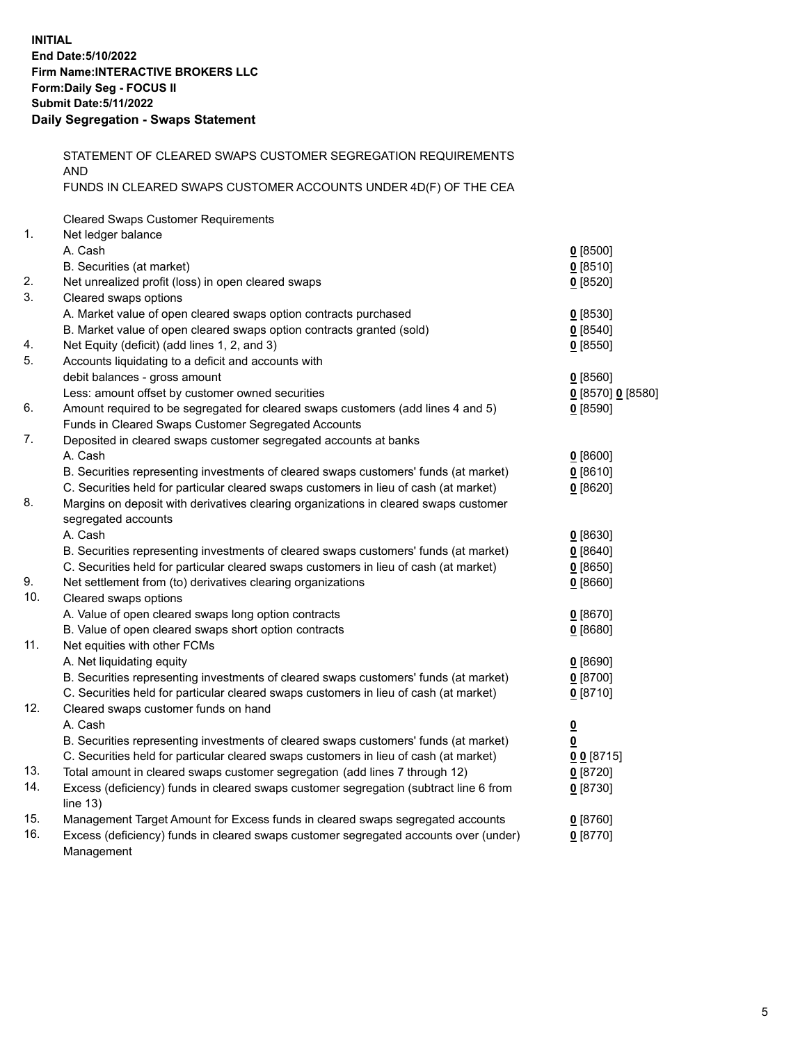**INITIAL**
**End Date:5/10/2022**
**Firm Name:INTERACTIVE BROKERS LLC**
**Form:Daily Seg - FOCUS II**
**Submit Date:5/11/2022**
**Daily Segregation - Swaps Statement**

STATEMENT OF CLEARED SWAPS CUSTOMER SEGREGATION REQUIREMENTS AND FUNDS IN CLEARED SWAPS CUSTOMER ACCOUNTS UNDER 4D(F) OF THE CEA

| | | |
|---|---|---|
| | Cleared Swaps Customer Requirements | |
| 1. | Net ledger balance | |
| | A. Cash | 0 [8500] |
| | B. Securities (at market) | 0 [8510] |
| 2. | Net unrealized profit (loss) in open cleared swaps | 0 [8520] |
| 3. | Cleared swaps options | |
| | A. Market value of open cleared swaps option contracts purchased | 0 [8530] |
| | B. Market value of open cleared swaps option contracts granted (sold) | 0 [8540] |
| 4. | Net Equity (deficit) (add lines 1, 2, and 3) | 0 [8550] |
| 5. | Accounts liquidating to a deficit and accounts with debit balances - gross amount | 0 [8560] |
| | Less: amount offset by customer owned securities | 0 [8570] 0 [8580] |
| 6. | Amount required to be segregated for cleared swaps customers (add lines 4 and 5) | 0 [8590] |
| | Funds in Cleared Swaps Customer Segregated Accounts | |
| 7. | Deposited in cleared swaps customer segregated accounts at banks | |
| | A. Cash | 0 [8600] |
| | B. Securities representing investments of cleared swaps customers' funds (at market) | 0 [8610] |
| | C. Securities held for particular cleared swaps customers in lieu of cash (at market) | 0 [8620] |
| 8. | Margins on deposit with derivatives clearing organizations in cleared swaps customer segregated accounts | |
| | A. Cash | 0 [8630] |
| | B. Securities representing investments of cleared swaps customers' funds (at market) | 0 [8640] |
| | C. Securities held for particular cleared swaps customers in lieu of cash (at market) | 0 [8650] |
| 9. | Net settlement from (to) derivatives clearing organizations | 0 [8660] |
| 10. | Cleared swaps options | |
| | A. Value of open cleared swaps long option contracts | 0 [8670] |
| | B. Value of open cleared swaps short option contracts | 0 [8680] |
| 11. | Net equities with other FCMs | |
| | A. Net liquidating equity | 0 [8690] |
| | B. Securities representing investments of cleared swaps customers' funds (at market) | 0 [8700] |
| | C. Securities held for particular cleared swaps customers in lieu of cash (at market) | 0 [8710] |
| 12. | Cleared swaps customer funds on hand | |
| | A. Cash | 0 |
| | B. Securities representing investments of cleared swaps customers' funds (at market) | 0 |
| | C. Securities held for particular cleared swaps customers in lieu of cash (at market) | 0 0 [8715] |
| 13. | Total amount in cleared swaps customer segregation (add lines 7 through 12) | 0 [8720] |
| 14. | Excess (deficiency) funds in cleared swaps customer segregation (subtract line 6 from line 13) | 0 [8730] |
| 15. | Management Target Amount for Excess funds in cleared swaps segregated accounts | 0 [8760] |
| 16. | Excess (deficiency) funds in cleared swaps customer segregated accounts over (under) Management | 0 [8770] |